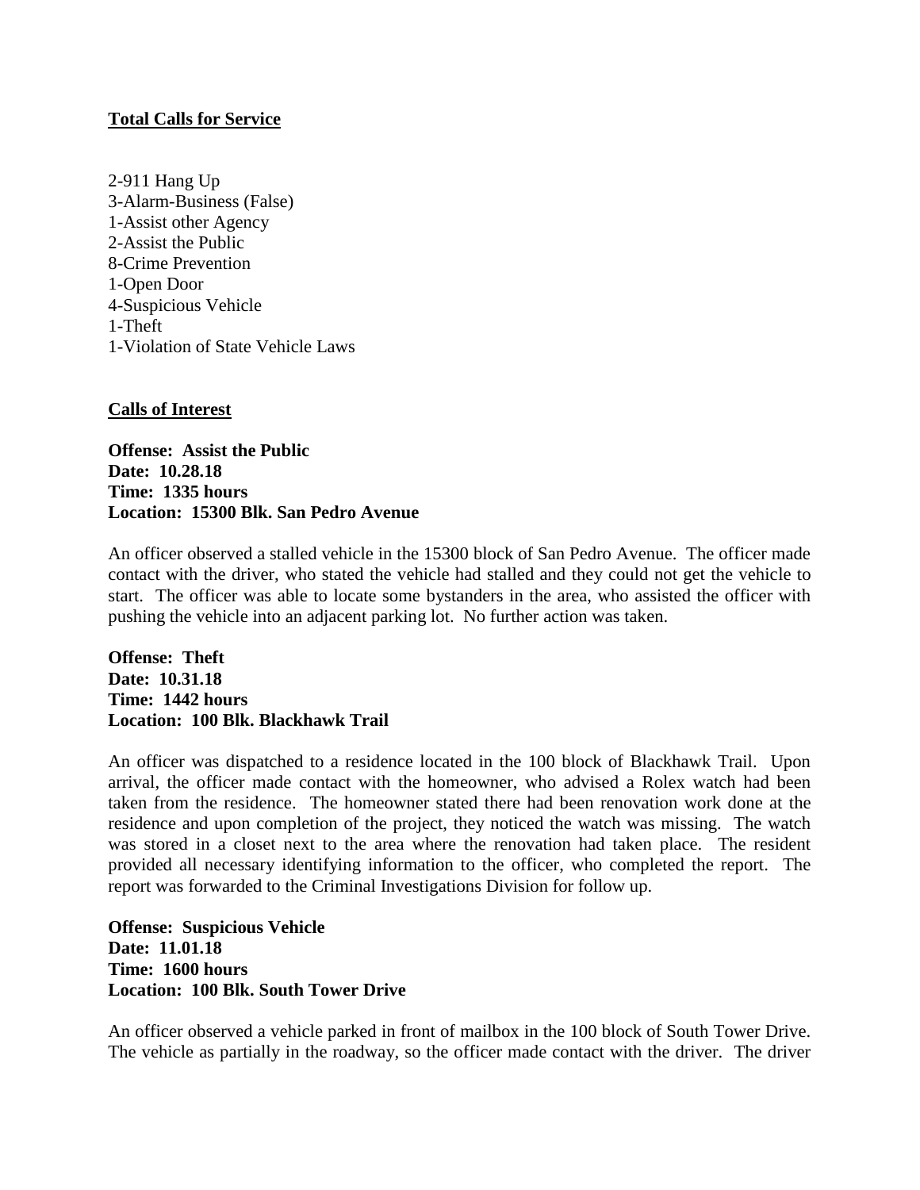**Total Calls for Service**

2-911 Hang Up
3-Alarm-Business (False)
1-Assist other Agency
2-Assist the Public
8-Crime Prevention
1-Open Door
4-Suspicious Vehicle
1-Theft
1-Violation of State Vehicle Laws

**Calls of Interest**

**Offense: Assist the Public**
**Date: 10.28.18**
**Time: 1335 hours**
**Location: 15300 Blk. San Pedro Avenue**

An officer observed a stalled vehicle in the 15300 block of San Pedro Avenue. The officer made contact with the driver, who stated the vehicle had stalled and they could not get the vehicle to start. The officer was able to locate some bystanders in the area, who assisted the officer with pushing the vehicle into an adjacent parking lot. No further action was taken.

**Offense: Theft**
**Date: 10.31.18**
**Time: 1442 hours**
**Location: 100 Blk. Blackhawk Trail**

An officer was dispatched to a residence located in the 100 block of Blackhawk Trail. Upon arrival, the officer made contact with the homeowner, who advised a Rolex watch had been taken from the residence. The homeowner stated there had been renovation work done at the residence and upon completion of the project, they noticed the watch was missing. The watch was stored in a closet next to the area where the renovation had taken place. The resident provided all necessary identifying information to the officer, who completed the report. The report was forwarded to the Criminal Investigations Division for follow up.

**Offense: Suspicious Vehicle**
**Date: 11.01.18**
**Time: 1600 hours**
**Location: 100 Blk. South Tower Drive**

An officer observed a vehicle parked in front of mailbox in the 100 block of South Tower Drive. The vehicle as partially in the roadway, so the officer made contact with the driver. The driver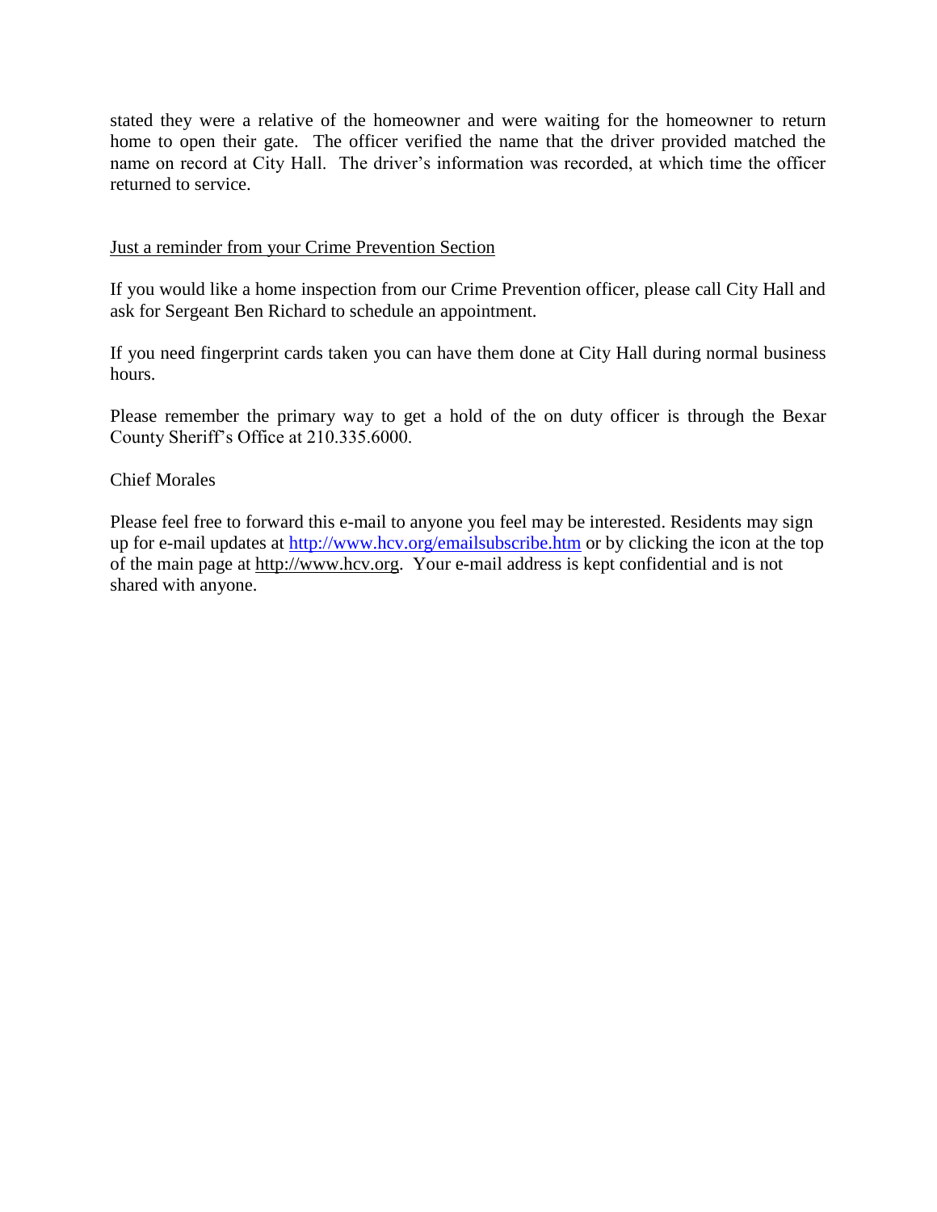stated they were a relative of the homeowner and were waiting for the homeowner to return home to open their gate. The officer verified the name that the driver provided matched the name on record at City Hall. The driver's information was recorded, at which time the officer returned to service.

Just a reminder from your Crime Prevention Section

If you would like a home inspection from our Crime Prevention officer, please call City Hall and ask for Sergeant Ben Richard to schedule an appointment.

If you need fingerprint cards taken you can have them done at City Hall during normal business hours.

Please remember the primary way to get a hold of the on duty officer is through the Bexar County Sheriff's Office at 210.335.6000.

Chief Morales

Please feel free to forward this e-mail to anyone you feel may be interested. Residents may sign up for e-mail updates at http://www.hcv.org/emailsubscribe.htm or by clicking the icon at the top of the main page at http://www.hcv.org. Your e-mail address is kept confidential and is not shared with anyone.